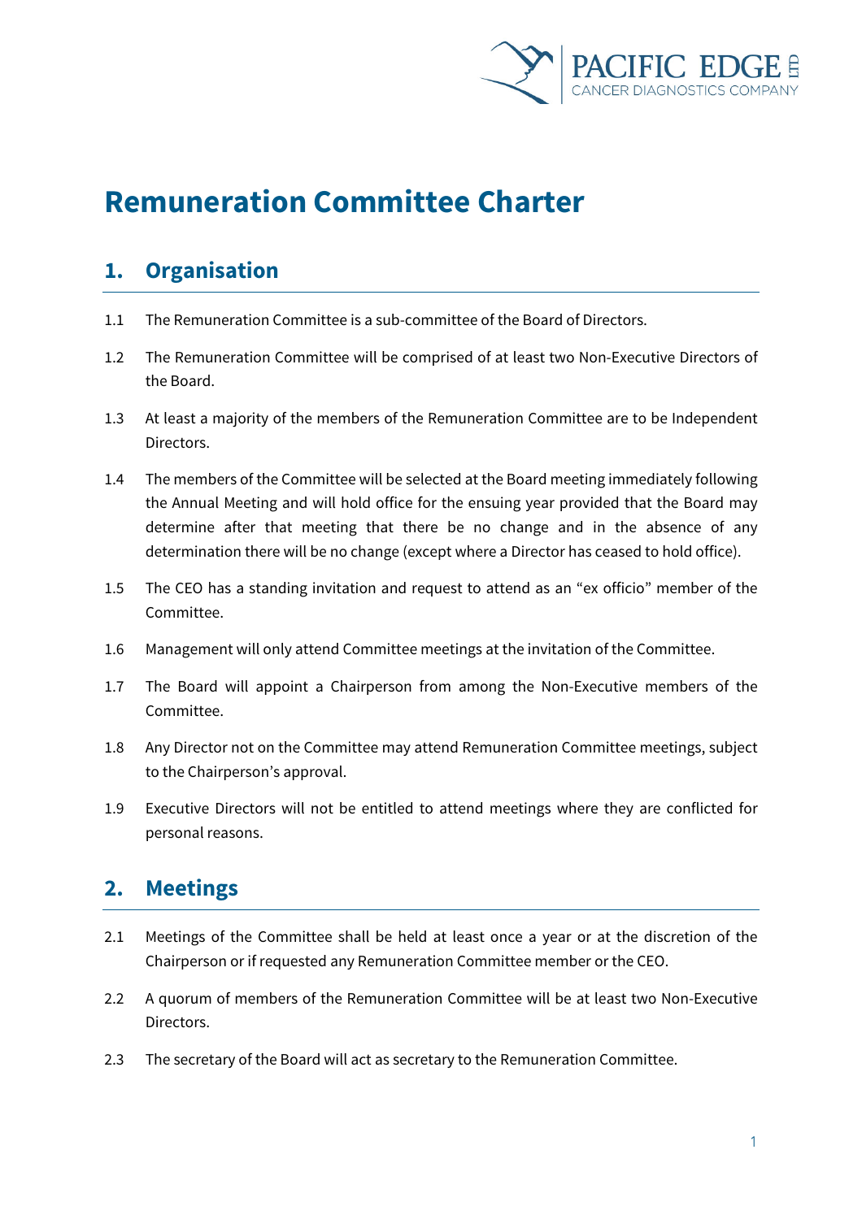# Remuneration Committee Charter

## 1. Organisation

1.1 The Remuneration Committee is a sub-committee of the Board of Directors.

1.2 The Remuneration Committee will be comprised of at least two Non-Executive Directors of the Board.

1.3 At least a majority of the members of the Remuneration Committee are to be Independent Directors.

1.4 The members of the Committee will be selected at the Board meeting immediately following the Annual Meeting and will hold office for the ensuing year provided that the Board may determine after that meeting that there be no change and in the absence of any determination there will be no change (except where a Director has ceased to hold office).

1.5 The CEO has a standing invitation and request to attend as an "ex officio" member of the Committee.

1.6 Management will only attend Committee meetings at the invitation of the Committee.

1.7 The Board will appoint a Chairperson from among the Non-Executive members of the Committee.

1.8 Any Director not on the Committee may attend Remuneration Committee meetings, subject to the Chairperson's approval.

1.9 Executive Directors will not be entitled to attend meetings where they are conflicted for personal reasons.

## 2. Meetings

2.1 Meetings of the Committee shall be held at least once a year or at the discretion of the Chairperson or if requested any Remuneration Committee member or the CEO.

2.2 A quorum of members of the Remuneration Committee will be at least two Non-Executive Directors.

2.3 The secretary of the Board will act as secretary to the Remuneration Committee.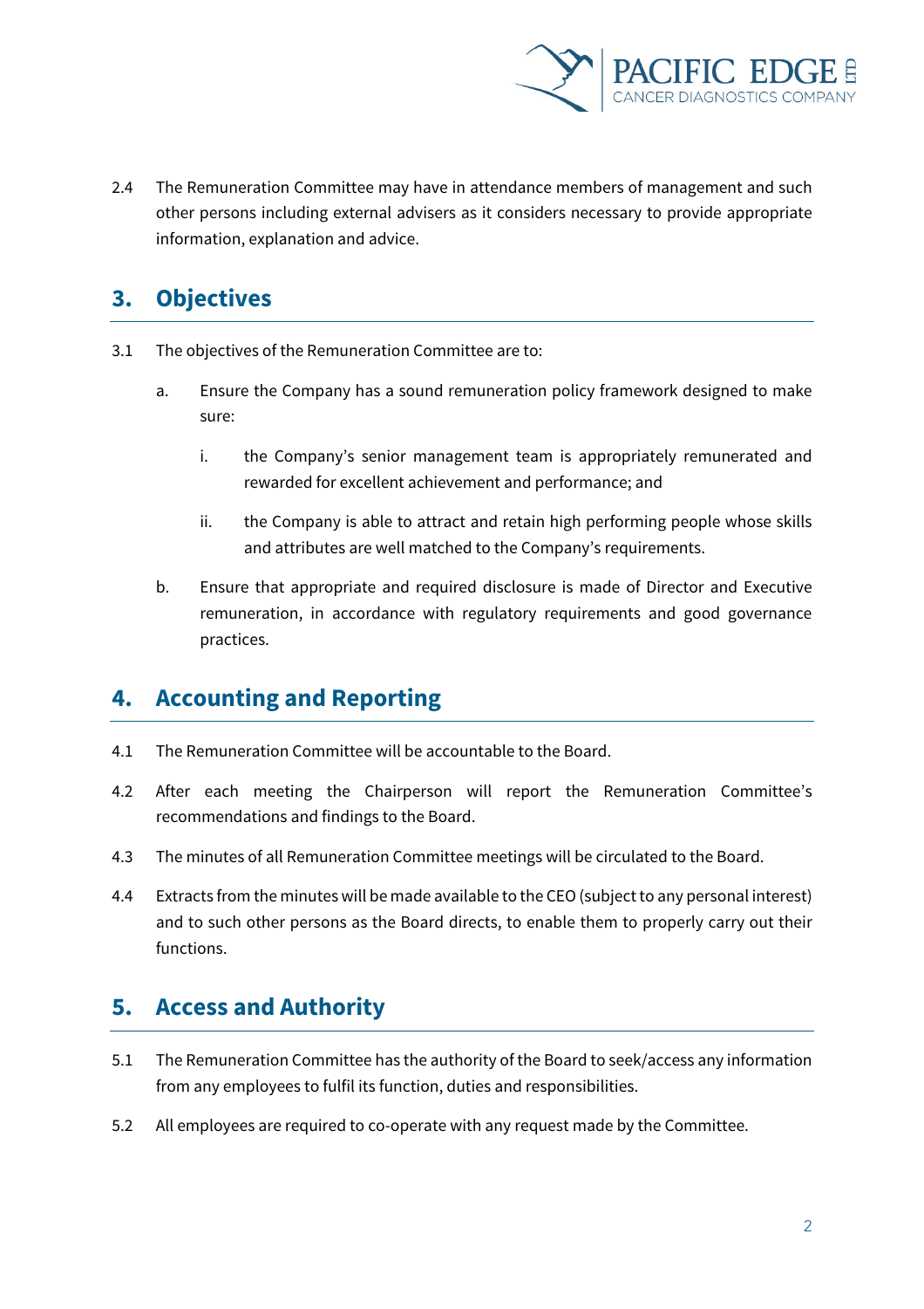2.4 The Remuneration Committee may have in attendance members of management and such other persons including external advisers as it considers necessary to provide appropriate information, explanation and advice.

## 3. Objectives

3.1 The objectives of the Remuneration Committee are to:

a. Ensure the Company has a sound remuneration policy framework designed to make sure:

i. the Company's senior management team is appropriately remunerated and rewarded for excellent achievement and performance; and

ii. the Company is able to attract and retain high performing people whose skills and attributes are well matched to the Company's requirements.

b. Ensure that appropriate and required disclosure is made of Director and Executive remuneration, in accordance with regulatory requirements and good governance practices.

## 4. Accounting and Reporting

4.1 The Remuneration Committee will be accountable to the Board.

4.2 After each meeting the Chairperson will report the Remuneration Committee's recommendations and findings to the Board.

4.3 The minutes of all Remuneration Committee meetings will be circulated to the Board.

4.4 Extracts from the minutes will be made available to the CEO (subject to any personal interest) and to such other persons as the Board directs, to enable them to properly carry out their functions.

## 5. Access and Authority

5.1 The Remuneration Committee has the authority of the Board to seek/access any information from any employees to fulfil its function, duties and responsibilities.

5.2 All employees are required to co-operate with any request made by the Committee.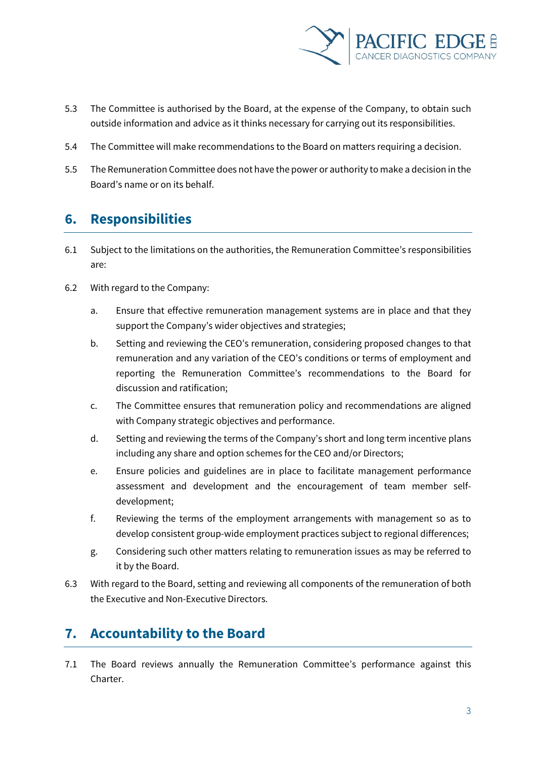5.3 The Committee is authorised by the Board, at the expense of the Company, to obtain such outside information and advice as it thinks necessary for carrying out its responsibilities.

5.4 The Committee will make recommendations to the Board on matters requiring a decision.

5.5 The Remuneration Committee does not have the power or authority to make a decision in the Board's name or on its behalf.

## 6. Responsibilities

6.1 Subject to the limitations on the authorities, the Remuneration Committee's responsibilities are:

6.2 With regard to the Company:

a. Ensure that effective remuneration management systems are in place and that they support the Company's wider objectives and strategies;

b. Setting and reviewing the CEO's remuneration, considering proposed changes to that remuneration and any variation of the CEO's conditions or terms of employment and reporting the Remuneration Committee's recommendations to the Board for discussion and ratification;

c. The Committee ensures that remuneration policy and recommendations are aligned with Company strategic objectives and performance.

d. Setting and reviewing the terms of the Company's short and long term incentive plans including any share and option schemes for the CEO and/or Directors;

e. Ensure policies and guidelines are in place to facilitate management performance assessment and development and the encouragement of team member self-development;

f. Reviewing the terms of the employment arrangements with management so as to develop consistent group-wide employment practices subject to regional differences;

g. Considering such other matters relating to remuneration issues as may be referred to it by the Board.

6.3 With regard to the Board, setting and reviewing all components of the remuneration of both the Executive and Non-Executive Directors.

## 7. Accountability to the Board

7.1 The Board reviews annually the Remuneration Committee's performance against this Charter.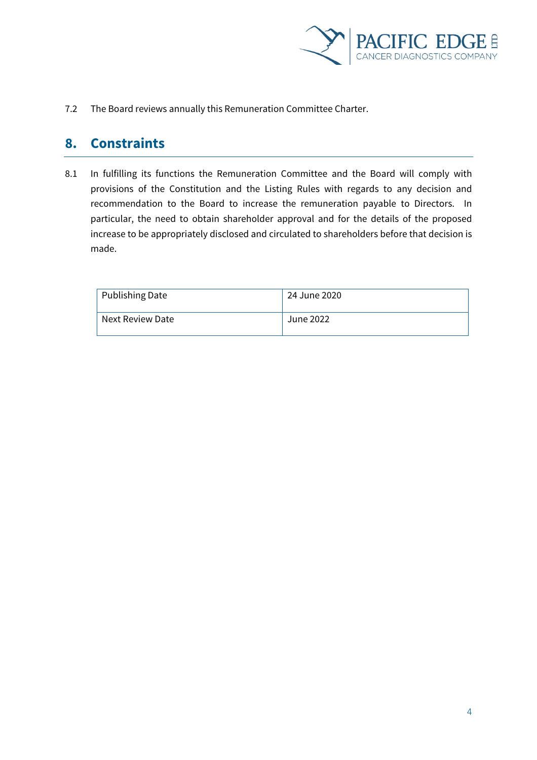7.2 The Board reviews annually this Remuneration Committee Charter.

## 8. Constraints

8.1 In fulfilling its functions the Remuneration Committee and the Board will comply with provisions of the Constitution and the Listing Rules with regards to any decision and recommendation to the Board to increase the remuneration payable to Directors. In particular, the need to obtain shareholder approval and for the details of the proposed increase to be appropriately disclosed and circulated to shareholders before that decision is made.

| | |
|---|---|
| Publishing Date | 24 June 2020 |
| Next Review Date | June 2022 |